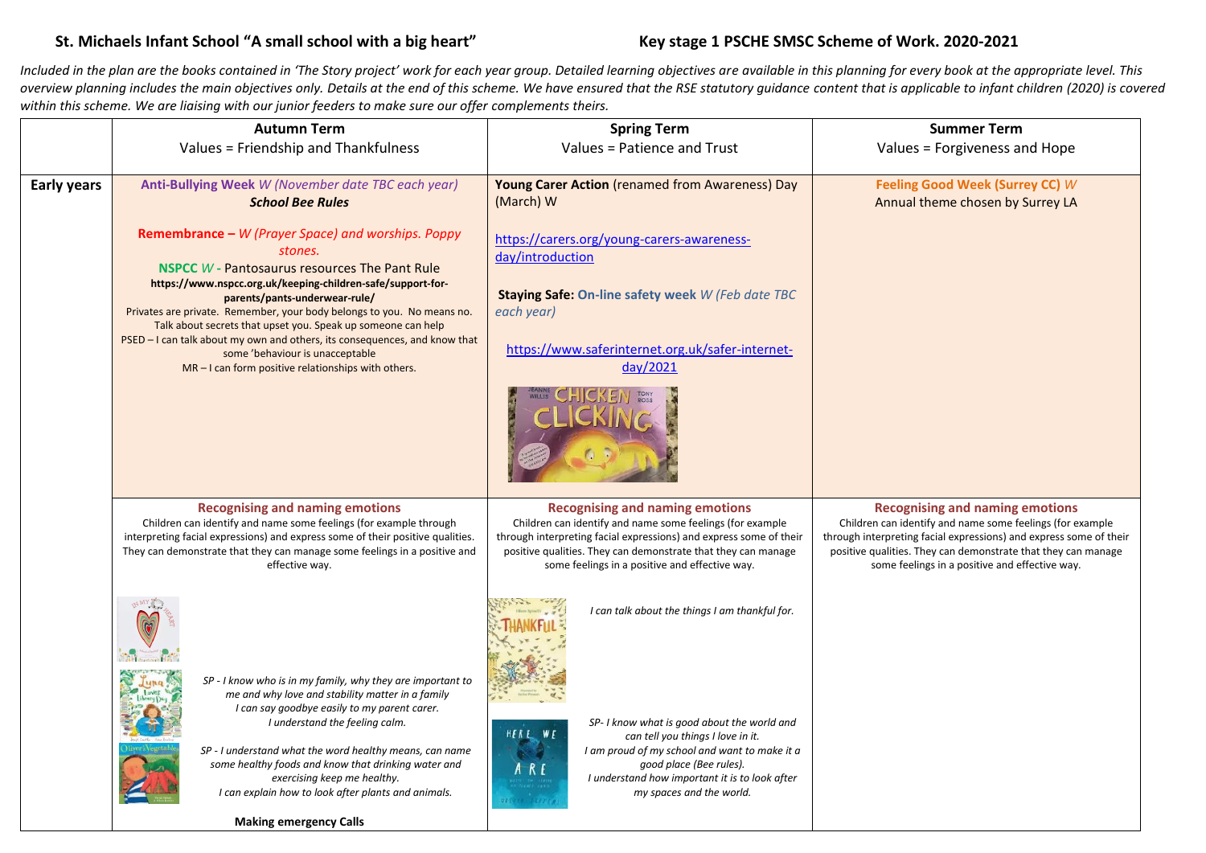# St. Michaels Infant School "A small school with a big heart"

## Key stage 1 PSCHE SMSC Scheme of Work. 2020-2021

*Included in the plan are the books contained in 'The Story project' work for each year group. Detailed learning objectives are available in this planning for every book at the appropriate level. This overview planning includes the main objectives only. Details at the end of this scheme. We have ensured that the RSE statutory guidance content that is applicable to infant children (2020) is covered within this scheme. We are liaising with our junior feeders to make sure our offer complements theirs.*

| | Autumn Term<br>Values = Friendship and Thankfulness | Spring Term<br>Values = Patience and Trust | Summer Term<br>Values = Forgiveness and Hope |
|---|---|---|---|
| **Early years** | **Anti-Bullying Week** *W (November date TBC each year)*<br>***School Bee Rules***<br><br>**Remembrance –** *W (Prayer Space) and worships. Poppy stones.*<br>**NSPCC** *W* **-** Pantosaurus resources The Pant Rule<br>**https://www.nspcc.org.uk/keeping-children-safe/support-for-parents/pants-underwear-rule/**<br>Privates are private. Remember, your body belongs to you. No means no. Talk about secrets that upset you. Speak up someone can help<br>PSED – I can talk about my own and others, its consequences, and know that some 'behaviour is unacceptable<br>MR – I can form positive relationships with others. | **Young Carer Action** (renamed from Awareness) Day (March) W<br><br>https://carers.org/young-carers-awareness-day/introduction<br><br>**Staying Safe: On-line safety week** *W (Feb date TBC each year)*<br><br>https://www.saferinternet.org.uk/safer-internet-day/2021<br><br>CHICKEN CLICKING (Jeanne Willis, Tony Ross) | **Feeling Good Week (Surrey CC)** *W*<br>Annual theme chosen by Surrey LA |
| | **Recognising and naming emotions**<br>Children can identify and name some feelings (for example through interpreting facial expressions) and express some of their positive qualities. They can demonstrate that they can manage some feelings in a positive and effective way.<br><br>*SP - I know who is in my family, why they are important to me and why love and stability matter in a family*<br>*I can say goodbye easily to my parent carer.*<br>*I understand the feeling calm.*<br><br>*SP - I understand what the word healthy means, can name some healthy foods and know that drinking water and exercising keep me healthy.*<br>*I can explain how to look after plants and animals.*<br><br>**Making emergency Calls** | **Recognising and naming emotions**<br>Children can identify and name some feelings (for example through interpreting facial expressions) and express some of their positive qualities. They can demonstrate that they can manage some feelings in a positive and effective way.<br><br>*I can talk about the things I am thankful for.*<br><br>*SP- I know what is good about the world and can tell you things I love in it.*<br>*I am proud of my school and want to make it a good place (Bee rules).*<br>*I understand how important it is to look after my spaces and the world.* | **Recognising and naming emotions**<br>Children can identify and name some feelings (for example through interpreting facial expressions) and express some of their positive qualities. They can demonstrate that they can manage some feelings in a positive and effective way. |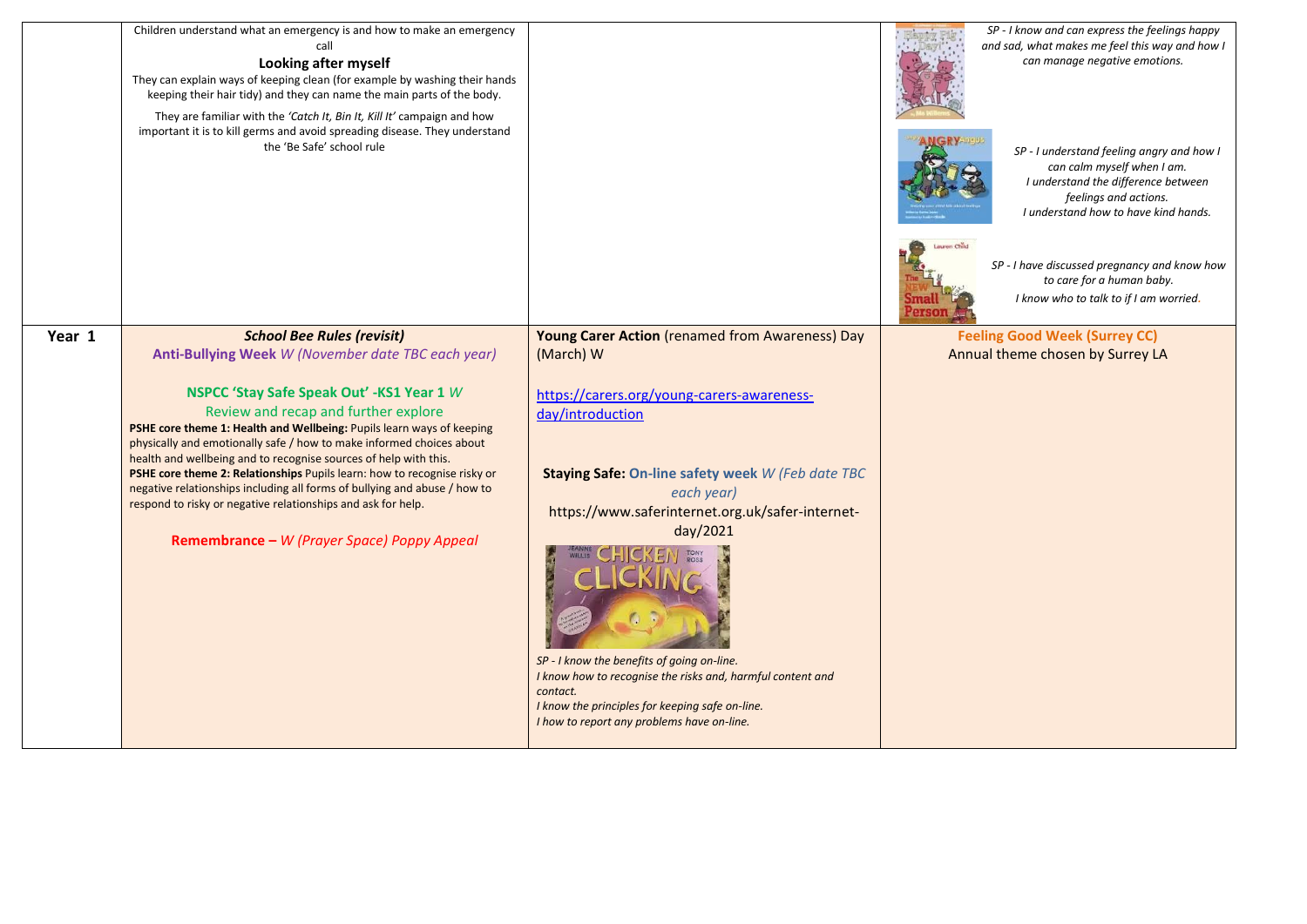| | | | |
|---|---|---|---|
| | Children understand what an emergency is and how to make an emergency call<br>**Looking after myself**<br>They can explain ways of keeping clean (for example by washing their hands keeping their hair tidy) and they can name the main parts of the body.<br>They are familiar with the *'Catch It, Bin It, Kill It'* campaign and how important it is to kill germs and avoid spreading disease. They understand the 'Be Safe' school rule | | *SP - I know and can express the feelings happy and sad, what makes me feel this way and how I can manage negative emotions.*<br>*SP - I understand feeling angry and how I can calm myself when I am. I understand the difference between feelings and actions. I understand how to have kind hands.*<br>*SP - I have discussed pregnancy and know how to care for a human baby. I know who to talk to if I am worried.* |
| **Year 1** | ***School Bee Rules (revisit)***<br>**Anti-Bullying Week** *W (November date TBC each year)*<br>**NSPCC 'Stay Safe Speak Out' -KS1 Year 1** *W*<br>Review and recap and further explore<br>**PSHE core theme 1: Health and Wellbeing:** Pupils learn ways of keeping physically and emotionally safe / how to make informed choices about health and wellbeing and to recognise sources of help with this.<br>**PSHE core theme 2: Relationships** Pupils learn: how to recognise risky or negative relationships including all forms of bullying and abuse / how to respond to risky or negative relationships and ask for help.<br>**Remembrance –** *W (Prayer Space) Poppy Appeal* | **Young Carer Action** (renamed from Awareness) Day (March) W<br>https://carers.org/young-carers-awareness-day/introduction<br>**Staying Safe: On-line safety week** *W (Feb date TBC each year)*<br>https://www.saferinternet.org.uk/safer-internet-day/2021<br>*SP - I know the benefits of going on-line.*<br>*I know how to recognise the risks and, harmful content and contact.*<br>*I know the principles for keeping safe on-line.*<br>*I how to report any problems have on-line.* | **Feeling Good Week (Surrey CC)**<br>Annual theme chosen by Surrey LA |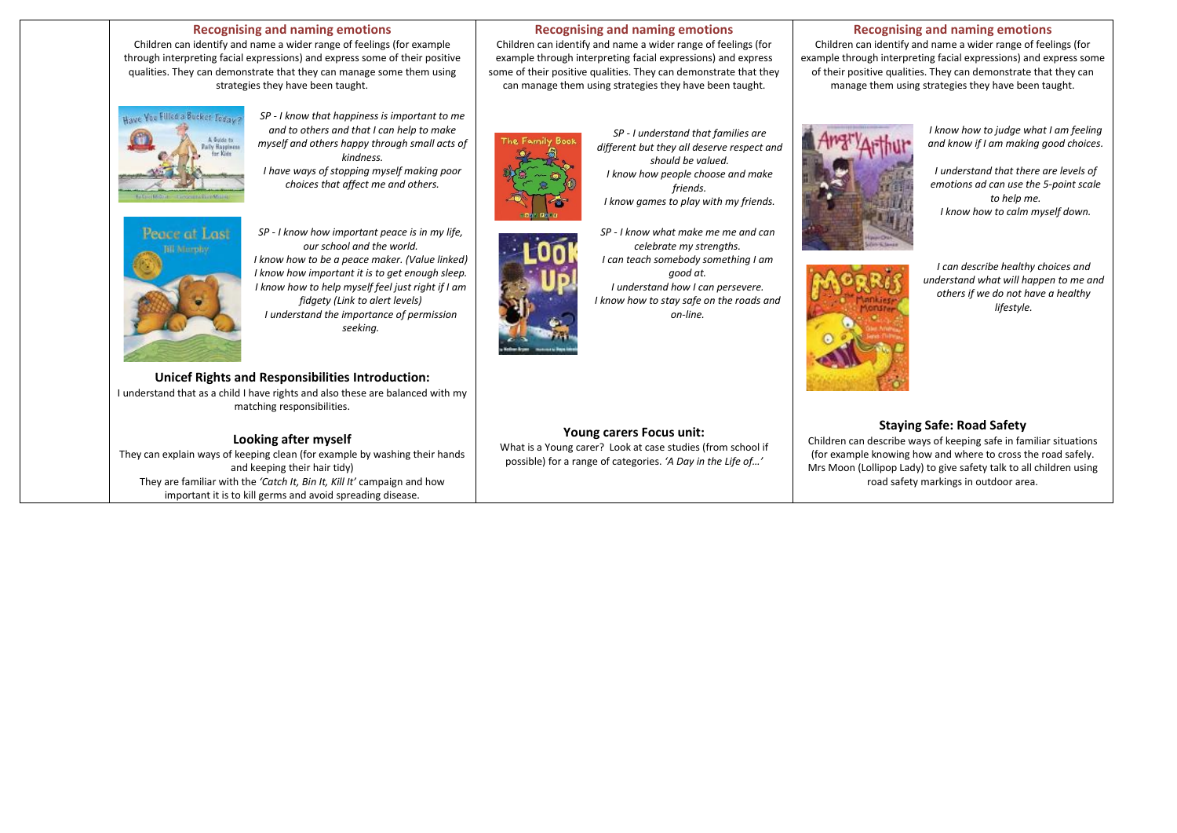## Recognising and naming emotions

Children can identify and name a wider range of feelings (for example through interpreting facial expressions) and express some of their positive qualities. They can demonstrate that they can manage some them using strategies they have been taught.

*SP - I know that happiness is important to me and to others and that I can help to make myself and others happy through small acts of kindness.*
*I have ways of stopping myself making poor choices that affect me and others.*

*SP - I know how important peace is in my life, our school and the world.*
*I know how to be a peace maker. (Value linked)*
*I know how important it is to get enough sleep.*
*I know how to help myself feel just right if I am fidgety (Link to alert levels)*
*I understand the importance of permission seeking.*

### Unicef Rights and Responsibilities Introduction:

I understand that as a child I have rights and also these are balanced with my matching responsibilities.

### Looking after myself

They can explain ways of keeping clean (for example by washing their hands and keeping their hair tidy)
They are familiar with the *'Catch It, Bin It, Kill It'* campaign and how important it is to kill germs and avoid spreading disease.

## Recognising and naming emotions

Children can identify and name a wider range of feelings (for example through interpreting facial expressions) and express some of their positive qualities. They can demonstrate that they can manage them using strategies they have been taught.

*SP - I understand that families are different but they all deserve respect and should be valued.*
*I know how people choose and make friends.*
*I know games to play with my friends.*

*SP - I know what make me me and can celebrate my strengths.*
*I can teach somebody something I am good at.*
*I understand how I can persevere.*
*I know how to stay safe on the roads and on-line.*

### Young carers Focus unit:

What is a Young carer? Look at case studies (from school if possible) for a range of categories. *'A Day in the Life of…'*

## Recognising and naming emotions

Children can identify and name a wider range of feelings (for example through interpreting facial expressions) and express some of their positive qualities. They can demonstrate that they can manage them using strategies they have been taught.

*I know how to judge what I am feeling and know if I am making good choices.*

*I understand that there are levels of emotions ad can use the 5-point scale to help me.*
*I know how to calm myself down.*

*I can describe healthy choices and understand what will happen to me and others if we do not have a healthy lifestyle.*

### Staying Safe: Road Safety

Children can describe ways of keeping safe in familiar situations (for example knowing how and where to cross the road safely. Mrs Moon (Lollipop Lady) to give safety talk to all children using road safety markings in outdoor area.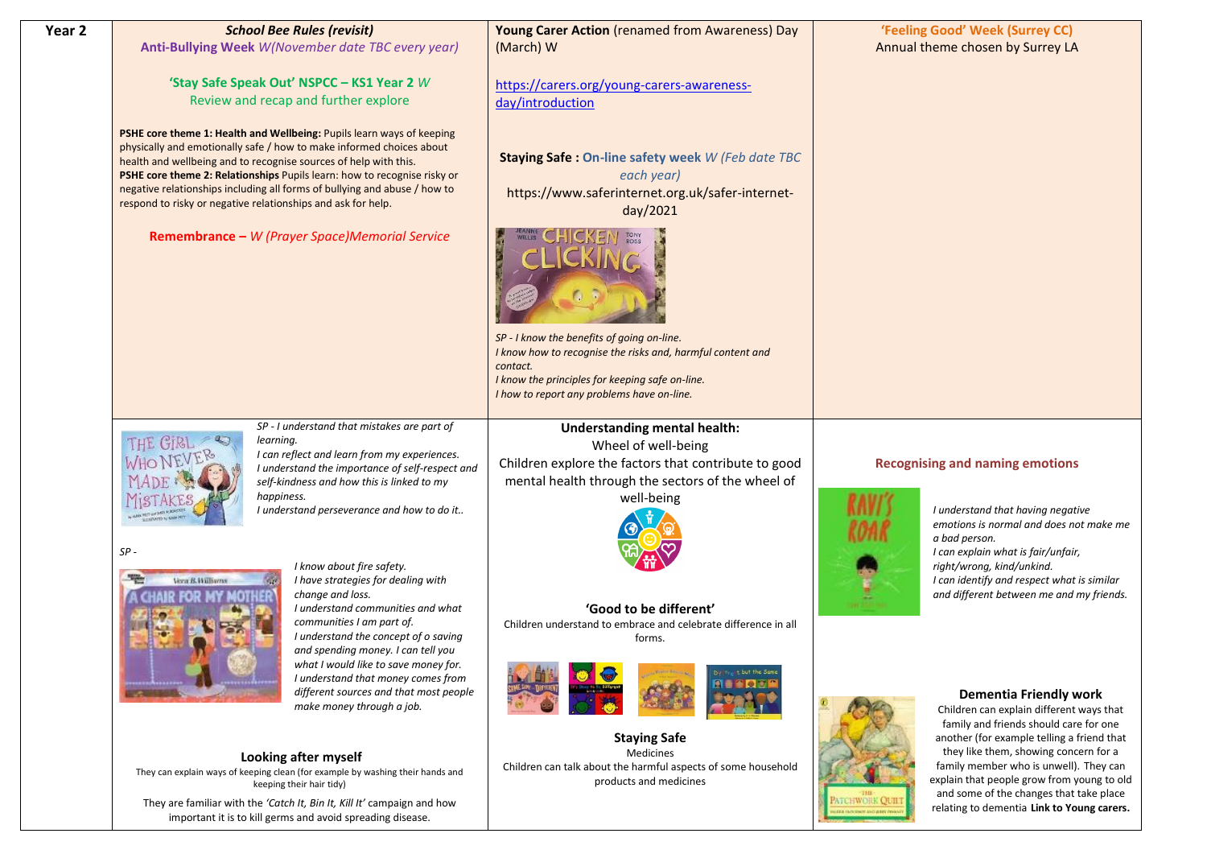| Year 2 | | | |
|---|---|---|---|
| | ***School Bee Rules (revisit)***<br>**Anti-Bullying Week** *W(November date TBC every year)*<br><br>**'Stay Safe Speak Out' NSPCC – KS1 Year 2** *W*<br>Review and recap and further explore<br><br>**PSHE core theme 1: Health and Wellbeing:** Pupils learn ways of keeping physically and emotionally safe / how to make informed choices about health and wellbeing and to recognise sources of help with this.<br>**PSHE core theme 2: Relationships** Pupils learn: how to recognise risky or negative relationships including all forms of bullying and abuse / how to respond to risky or negative relationships and ask for help.<br><br>**Remembrance –** *W (Prayer Space)Memorial Service* | **Young Carer Action** (renamed from Awareness) Day (March) W<br><br>https://carers.org/young-carers-awareness-day/introduction<br><br>**Staying Safe : On-line safety week** *W (Feb date TBC each year)*<br>https://www.saferinternet.org.uk/safer-internet-day/2021<br><br>*SP - I know the benefits of going on-line.*<br>*I know how to recognise the risks and, harmful content and contact.*<br>*I know the principles for keeping safe on-line.*<br>*I how to report any problems have on-line.* | **'Feeling Good' Week (Surrey CC)**<br>Annual theme chosen by Surrey LA |
| | *SP - I understand that mistakes are part of learning.*<br>*I can reflect and learn from my experiences.*<br>*I understand the importance of self-respect and self-kindness and how this is linked to my happiness.*<br>*I understand perseverance and how to do it..*<br><br>*SP -*<br>*I know about fire safety.*<br>*I have strategies for dealing with change and loss.*<br>*I understand communities and what communities I am part of.*<br>*I understand the concept of o saving and spending money. I can tell you what I would like to save money for.*<br>*I understand that money comes from different sources and that most people make money through a job.*<br><br>**Looking after myself**<br>They can explain ways of keeping clean (for example by washing their hands and keeping their hair tidy)<br>They are familiar with the *'Catch It, Bin It, Kill It'* campaign and how important it is to kill germs and avoid spreading disease. | **Understanding mental health:**<br>Wheel of well-being<br>Children explore the factors that contribute to good mental health through the sectors of the wheel of well-being<br><br>**'Good to be different'**<br>Children understand to embrace and celebrate difference in all forms.<br><br>**Staying Safe**<br>Medicines<br>Children can talk about the harmful aspects of some household products and medicines | **Recognising and naming emotions**<br>*I understand that having negative emotions is normal and does not make me a bad person.*<br>*I can explain what is fair/unfair, right/wrong, kind/unkind.*<br>*I can identify and respect what is similar and different between me and my friends.*<br><br>**Dementia Friendly work**<br>Children can explain different ways that family and friends should care for one another (for example telling a friend that they like them, showing concern for a family member who is unwell). They can explain that people grow from young to old and some of the changes that take place relating to dementia **Link to Young carers.** |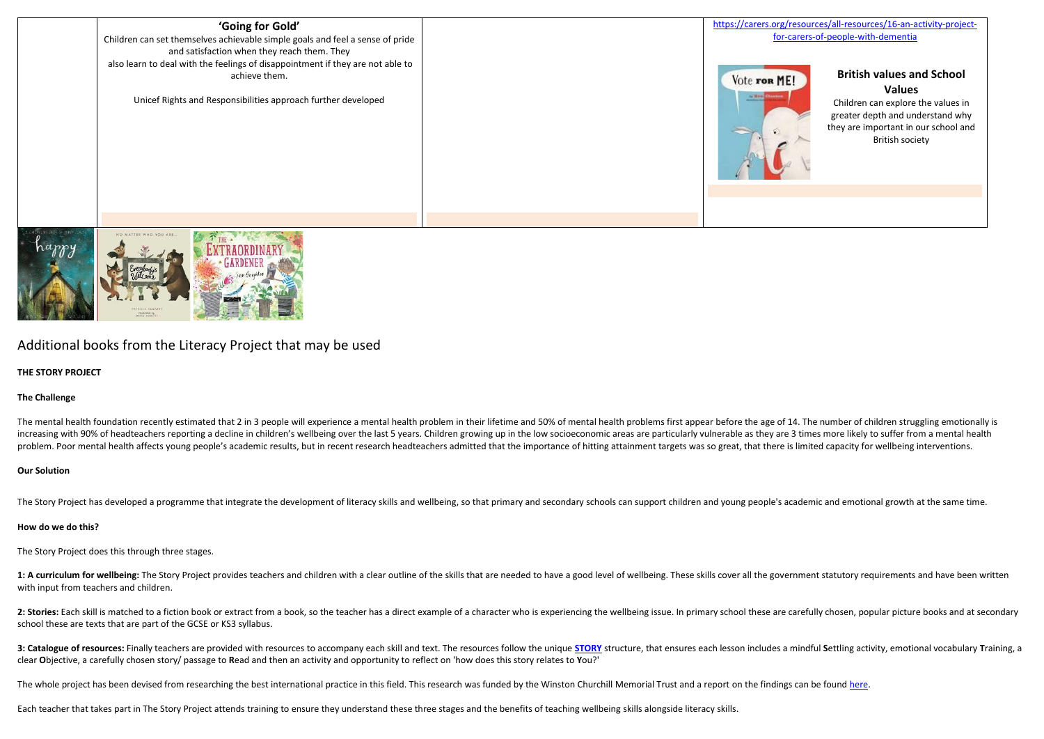| | 'Going for Gold'<br>Children can set themselves achievable simple goals and feel a sense of pride and satisfaction when they reach them. They also learn to deal with the feelings of disappointment if they are not able to achieve them.<br><br>Unicef Rights and Responsibilities approach further developed | | https://carers.org/resources/all-resources/16-an-activity-project-for-carers-of-people-with-dementia<br><br>**British values and School Values**<br>Children can explore the values in greater depth and understand why they are important in our school and British society |
|---|---|---|---|

## Additional books from the Literacy Project that may be used

**THE STORY PROJECT**

**The Challenge**

The mental health foundation recently estimated that 2 in 3 people will experience a mental health problem in their lifetime and 50% of mental health problems first appear before the age of 14. The number of children struggling emotionally is increasing with 90% of headteachers reporting a decline in children's wellbeing over the last 5 years. Children growing up in the low socioeconomic areas are particularly vulnerable as they are 3 times more likely to suffer from a mental health problem. Poor mental health affects young people's academic results, but in recent research headteachers admitted that the importance of hitting attainment targets was so great, that there is limited capacity for wellbeing interventions.

**Our Solution**

The Story Project has developed a programme that integrate the development of literacy skills and wellbeing, so that primary and secondary schools can support children and young people's academic and emotional growth at the same time.

**How do we do this?**

The Story Project does this through three stages.

**1: A curriculum for wellbeing:** The Story Project provides teachers and children with a clear outline of the skills that are needed to have a good level of wellbeing. These skills cover all the government statutory requirements and have been written with input from teachers and children.

**2: Stories:** Each skill is matched to a fiction book or extract from a book, so the teacher has a direct example of a character who is experiencing the wellbeing issue. In primary school these are carefully chosen, popular picture books and at secondary school these are texts that are part of the GCSE or KS3 syllabus.

**3: Catalogue of resources:** Finally teachers are provided with resources to accompany each skill and text. The resources follow the unique **STORY** structure, that ensures each lesson includes a mindful **S**ettling activity, emotional vocabulary **T**raining, a clear **O**bjective, a carefully chosen story/ passage to **R**ead and then an activity and opportunity to reflect on 'how does this story relates to **Y**ou?'

The whole project has been devised from researching the best international practice in this field. This research was funded by the Winston Churchill Memorial Trust and a report on the findings can be found here.

Each teacher that takes part in The Story Project attends training to ensure they understand these three stages and the benefits of teaching wellbeing skills alongside literacy skills.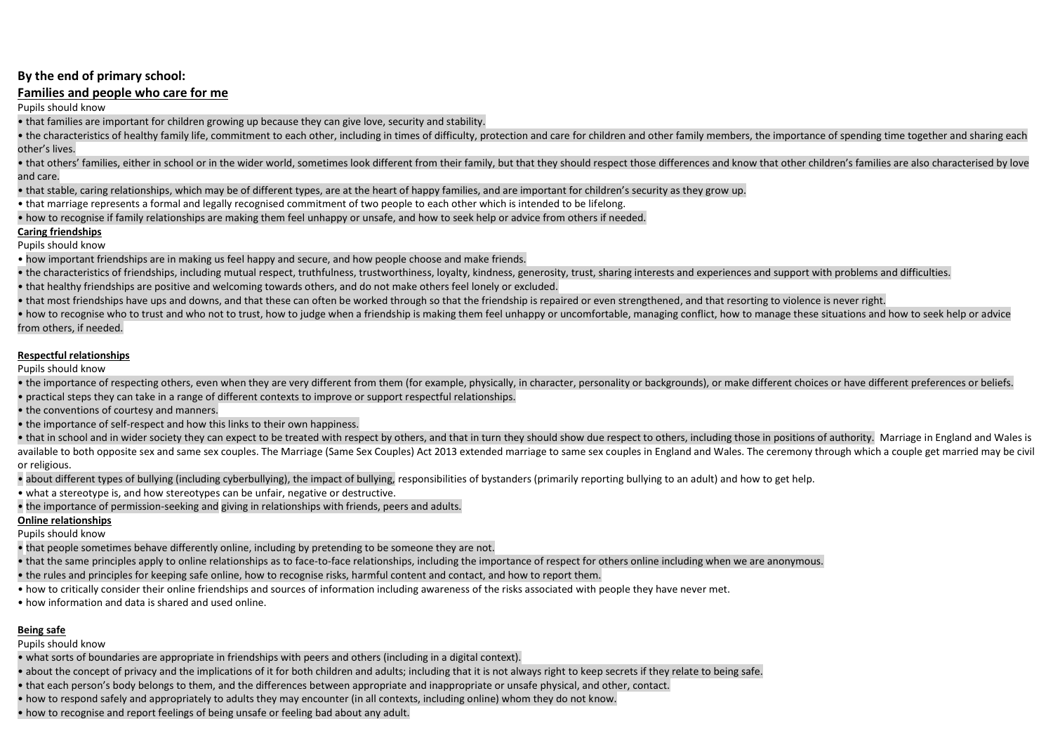## By the end of primary school:

### Families and people who care for me

Pupils should know

- that families are important for children growing up because they can give love, security and stability.
- the characteristics of healthy family life, commitment to each other, including in times of difficulty, protection and care for children and other family members, the importance of spending time together and sharing each other's lives.
- that others' families, either in school or in the wider world, sometimes look different from their family, but that they should respect those differences and know that other children's families are also characterised by love and care.
- that stable, caring relationships, which may be of different types, are at the heart of happy families, and are important for children's security as they grow up.
- that marriage represents a formal and legally recognised commitment of two people to each other which is intended to be lifelong.
- how to recognise if family relationships are making them feel unhappy or unsafe, and how to seek help or advice from others if needed.

### Caring friendships

Pupils should know

- how important friendships are in making us feel happy and secure, and how people choose and make friends.
- the characteristics of friendships, including mutual respect, truthfulness, trustworthiness, loyalty, kindness, generosity, trust, sharing interests and experiences and support with problems and difficulties.
- that healthy friendships are positive and welcoming towards others, and do not make others feel lonely or excluded.
- that most friendships have ups and downs, and that these can often be worked through so that the friendship is repaired or even strengthened, and that resorting to violence is never right.
- how to recognise who to trust and who not to trust, how to judge when a friendship is making them feel unhappy or uncomfortable, managing conflict, how to manage these situations and how to seek help or advice from others, if needed.

### Respectful relationships

Pupils should know

- the importance of respecting others, even when they are very different from them (for example, physically, in character, personality or backgrounds), or make different choices or have different preferences or beliefs.
- practical steps they can take in a range of different contexts to improve or support respectful relationships.
- the conventions of courtesy and manners.
- the importance of self-respect and how this links to their own happiness.
- that in school and in wider society they can expect to be treated with respect by others, and that in turn they should show due respect to others, including those in positions of authority. Marriage in England and Wales is available to both opposite sex and same sex couples. The Marriage (Same Sex Couples) Act 2013 extended marriage to same sex couples in England and Wales. The ceremony through which a couple get married may be civil or religious.
- about different types of bullying (including cyberbullying), the impact of bullying, responsibilities of bystanders (primarily reporting bullying to an adult) and how to get help.
- what a stereotype is, and how stereotypes can be unfair, negative or destructive.
- the importance of permission-seeking and giving in relationships with friends, peers and adults.

### Online relationships

Pupils should know

- that people sometimes behave differently online, including by pretending to be someone they are not.
- that the same principles apply to online relationships as to face-to-face relationships, including the importance of respect for others online including when we are anonymous.
- the rules and principles for keeping safe online, how to recognise risks, harmful content and contact, and how to report them.
- how to critically consider their online friendships and sources of information including awareness of the risks associated with people they have never met.
- how information and data is shared and used online.

### Being safe

Pupils should know

- what sorts of boundaries are appropriate in friendships with peers and others (including in a digital context).
- about the concept of privacy and the implications of it for both children and adults; including that it is not always right to keep secrets if they relate to being safe.
- that each person's body belongs to them, and the differences between appropriate and inappropriate or unsafe physical, and other, contact.
- how to respond safely and appropriately to adults they may encounter (in all contexts, including online) whom they do not know.
- how to recognise and report feelings of being unsafe or feeling bad about any adult.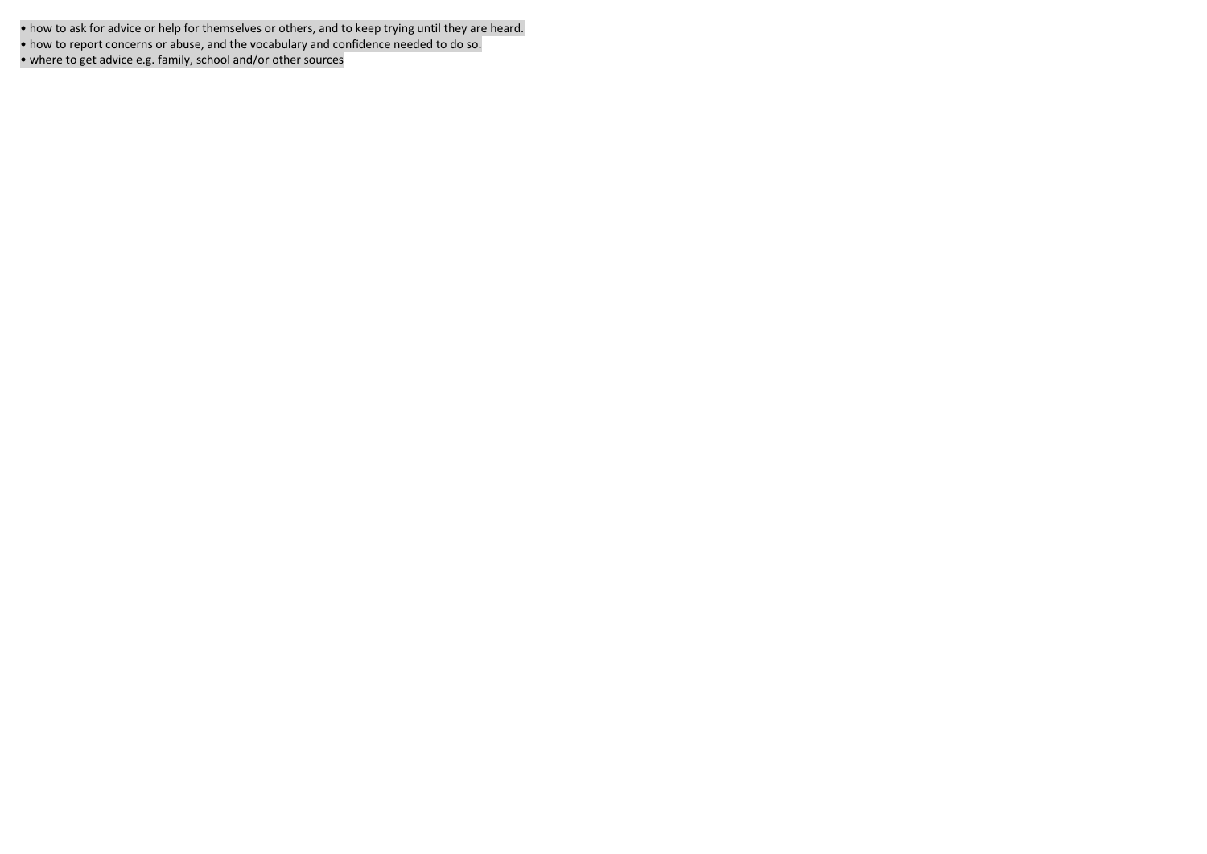- how to ask for advice or help for themselves or others, and to keep trying until they are heard.
- how to report concerns or abuse, and the vocabulary and confidence needed to do so.
- where to get advice e.g. family, school and/or other sources